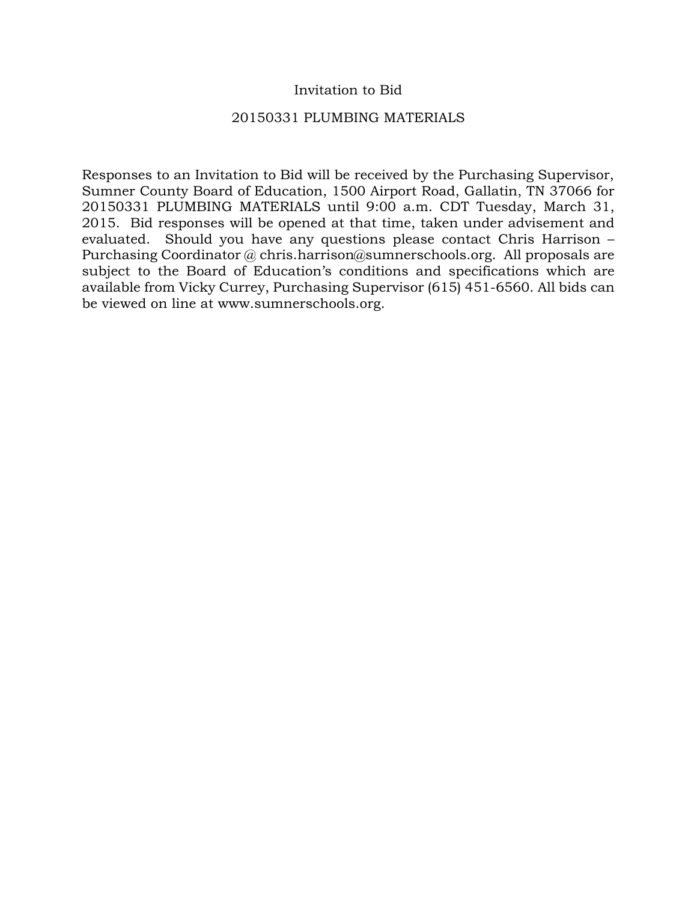# Invitation to Bid

## 20150331 PLUMBING MATERIALS

Responses to an Invitation to Bid will be received by the Purchasing Supervisor, Sumner County Board of Education, 1500 Airport Road, Gallatin, TN 37066 for 20150331 PLUMBING MATERIALS until 9:00 a.m. CDT Tuesday, March 31, 2015. Bid responses will be opened at that time, taken under advisement and evaluated. Should you have any questions please contact Chris Harrison – Purchasing Coordinator @ chris.harrison@sumnerschools.org. All proposals are subject to the Board of Education's conditions and specifications which are available from Vicky Currey, Purchasing Supervisor (615) 451-6560. All bids can be viewed on line at www.sumnerschools.org.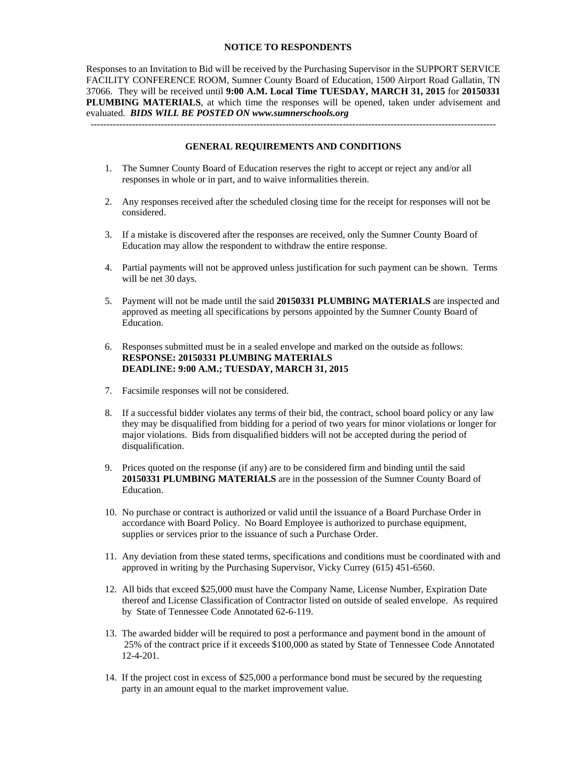## NOTICE TO RESPONDENTS

Responses to an Invitation to Bid will be received by the Purchasing Supervisor in the SUPPORT SERVICE FACILITY CONFERENCE ROOM, Sumner County Board of Education, 1500 Airport Road Gallatin, TN 37066. They will be received until **9:00 A.M. Local Time TUESDAY, MARCH 31, 2015** for **20150331 PLUMBING MATERIALS**, at which time the responses will be opened, taken under advisement and evaluated. ***BIDS WILL BE POSTED ON www.sumnerschools.org***

---

## GENERAL REQUIREMENTS AND CONDITIONS

1. The Sumner County Board of Education reserves the right to accept or reject any and/or all responses in whole or in part, and to waive informalities therein.

2. Any responses received after the scheduled closing time for the receipt for responses will not be considered.

3. If a mistake is discovered after the responses are received, only the Sumner County Board of Education may allow the respondent to withdraw the entire response.

4. Partial payments will not be approved unless justification for such payment can be shown. Terms will be net 30 days.

5. Payment will not be made until the said **20150331 PLUMBING MATERIALS** are inspected and approved as meeting all specifications by persons appointed by the Sumner County Board of Education.

6. Responses submitted must be in a sealed envelope and marked on the outside as follows:
   **RESPONSE: 20150331 PLUMBING MATERIALS**
   **DEADLINE: 9:00 A.M.; TUESDAY, MARCH 31, 2015**

7. Facsimile responses will not be considered.

8. If a successful bidder violates any terms of their bid, the contract, school board policy or any law they may be disqualified from bidding for a period of two years for minor violations or longer for major violations. Bids from disqualified bidders will not be accepted during the period of disqualification.

9. Prices quoted on the response (if any) are to be considered firm and binding until the said **20150331 PLUMBING MATERIALS** are in the possession of the Sumner County Board of Education.

10. No purchase or contract is authorized or valid until the issuance of a Board Purchase Order in accordance with Board Policy. No Board Employee is authorized to purchase equipment, supplies or services prior to the issuance of such a Purchase Order.

11. Any deviation from these stated terms, specifications and conditions must be coordinated with and approved in writing by the Purchasing Supervisor, Vicky Currey (615) 451-6560.

12. All bids that exceed $25,000 must have the Company Name, License Number, Expiration Date thereof and License Classification of Contractor listed on outside of sealed envelope. As required by State of Tennessee Code Annotated 62-6-119.

13. The awarded bidder will be required to post a performance and payment bond in the amount of 25% of the contract price if it exceeds $100,000 as stated by State of Tennessee Code Annotated 12-4-201.

14. If the project cost in excess of $25,000 a performance bond must be secured by the requesting party in an amount equal to the market improvement value.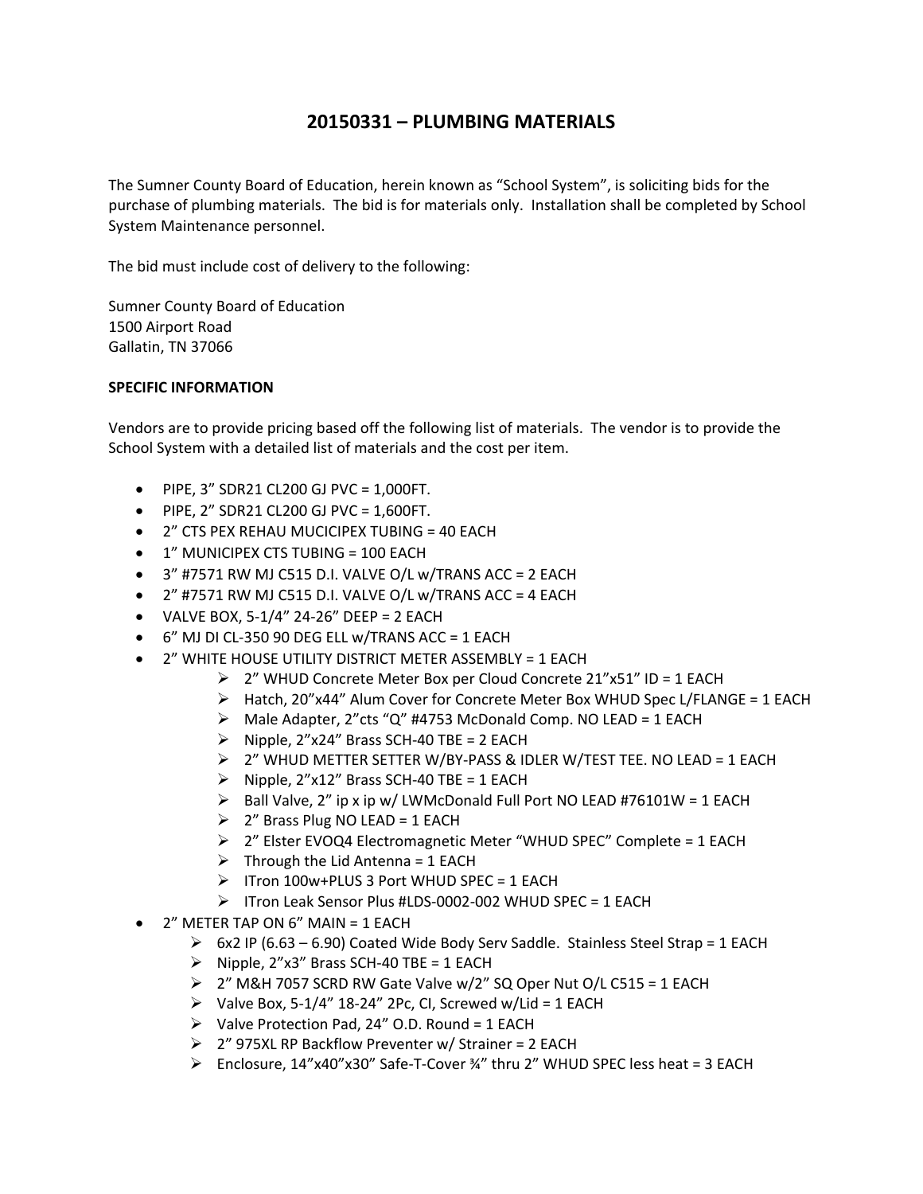# 20150331 – PLUMBING MATERIALS

The Sumner County Board of Education, herein known as "School System", is soliciting bids for the purchase of plumbing materials. The bid is for materials only. Installation shall be completed by School System Maintenance personnel.

The bid must include cost of delivery to the following:

Sumner County Board of Education
1500 Airport Road
Gallatin, TN 37066

**SPECIFIC INFORMATION**

Vendors are to provide pricing based off the following list of materials. The vendor is to provide the School System with a detailed list of materials and the cost per item.

- PIPE, 3" SDR21 CL200 GJ PVC = 1,000FT.
- PIPE, 2" SDR21 CL200 GJ PVC = 1,600FT.
- 2" CTS PEX REHAU MUCICIPEX TUBING = 40 EACH
- 1" MUNICIPEX CTS TUBING = 100 EACH
- 3" #7571 RW MJ C515 D.I. VALVE O/L w/TRANS ACC = 2 EACH
- 2" #7571 RW MJ C515 D.I. VALVE O/L w/TRANS ACC = 4 EACH
- VALVE BOX, 5-1/4" 24-26" DEEP = 2 EACH
- 6" MJ DI CL-350 90 DEG ELL w/TRANS ACC = 1 EACH
- 2" WHITE HOUSE UTILITY DISTRICT METER ASSEMBLY = 1 EACH
  - 2" WHUD Concrete Meter Box per Cloud Concrete 21"x51" ID = 1 EACH
  - Hatch, 20"x44" Alum Cover for Concrete Meter Box WHUD Spec L/FLANGE = 1 EACH
  - Male Adapter, 2"cts "Q" #4753 McDonald Comp. NO LEAD = 1 EACH
  - Nipple, 2"x24" Brass SCH-40 TBE = 2 EACH
  - 2" WHUD METTER SETTER W/BY-PASS & IDLER W/TEST TEE. NO LEAD = 1 EACH
  - Nipple, 2"x12" Brass SCH-40 TBE = 1 EACH
  - Ball Valve, 2" ip x ip w/ LWMcDonald Full Port NO LEAD #76101W = 1 EACH
  - 2" Brass Plug NO LEAD = 1 EACH
  - 2" Elster EVOQ4 Electromagnetic Meter "WHUD SPEC" Complete = 1 EACH
  - Through the Lid Antenna = 1 EACH
  - ITron 100w+PLUS 3 Port WHUD SPEC = 1 EACH
  - ITron Leak Sensor Plus #LDS-0002-002 WHUD SPEC = 1 EACH
- 2" METER TAP ON 6" MAIN = 1 EACH
  - 6x2 IP (6.63 – 6.90) Coated Wide Body Serv Saddle. Stainless Steel Strap = 1 EACH
  - Nipple, 2"x3" Brass SCH-40 TBE = 1 EACH
  - 2" M&H 7057 SCRD RW Gate Valve w/2" SQ Oper Nut O/L C515 = 1 EACH
  - Valve Box, 5-1/4" 18-24" 2Pc, CI, Screwed w/Lid = 1 EACH
  - Valve Protection Pad, 24" O.D. Round = 1 EACH
  - 2" 975XL RP Backflow Preventer w/ Strainer = 2 EACH
  - Enclosure, 14"x40"x30" Safe-T-Cover ¾" thru 2" WHUD SPEC less heat = 3 EACH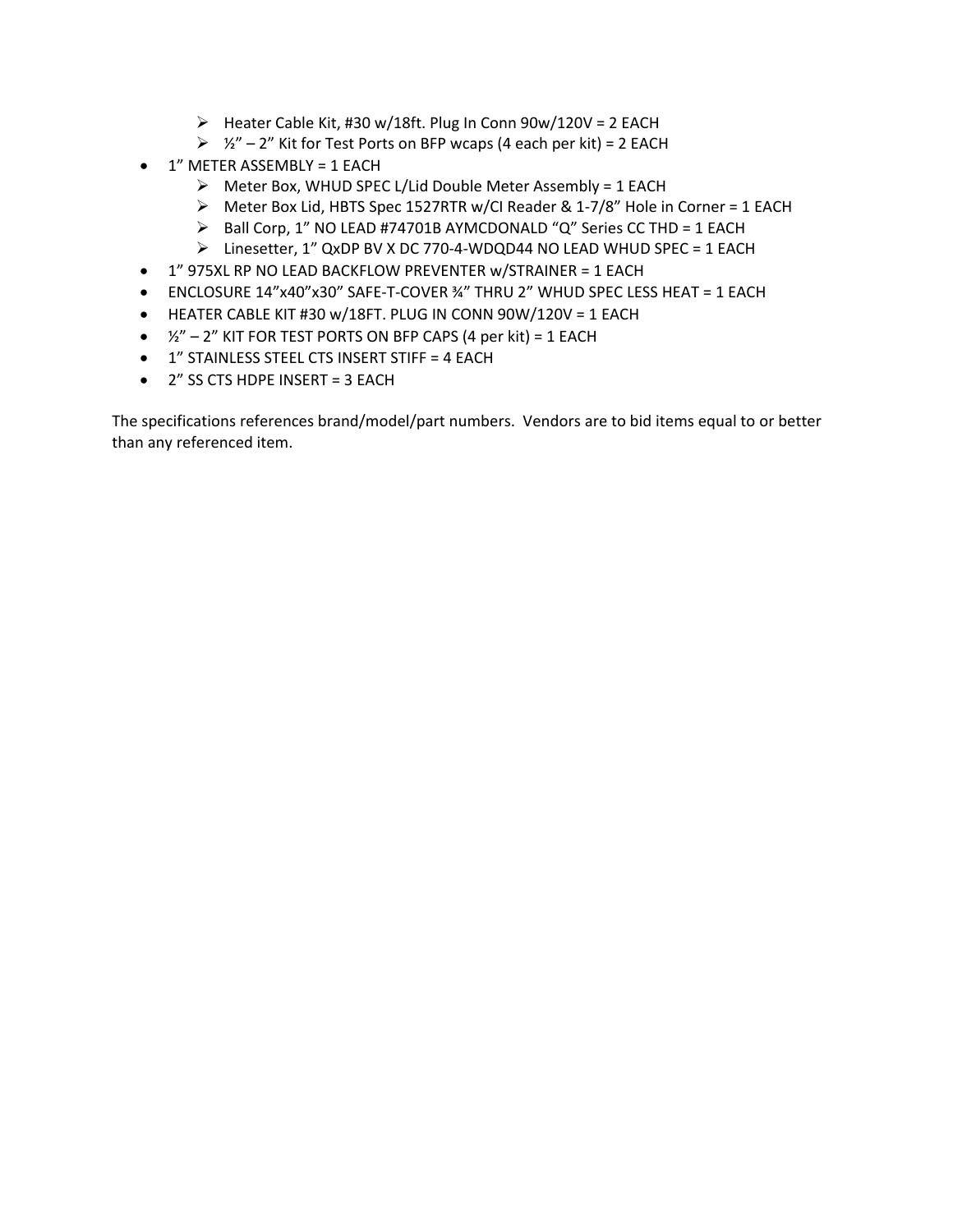- Heater Cable Kit, #30 w/18ft. Plug In Conn 90w/120V = 2 EACH
  - ½" – 2" Kit for Test Ports on BFP wcaps (4 each per kit) = 2 EACH
- 1" METER ASSEMBLY = 1 EACH
  - Meter Box, WHUD SPEC L/Lid Double Meter Assembly = 1 EACH
  - Meter Box Lid, HBTS Spec 1527RTR w/CI Reader & 1-7/8" Hole in Corner = 1 EACH
  - Ball Corp, 1" NO LEAD #74701B AYMCDONALD "Q" Series CC THD = 1 EACH
  - Linesetter, 1" QxDP BV X DC 770-4-WDQD44 NO LEAD WHUD SPEC = 1 EACH
- 1" 975XL RP NO LEAD BACKFLOW PREVENTER w/STRAINER = 1 EACH
- ENCLOSURE 14"x40"x30" SAFE-T-COVER ¾" THRU 2" WHUD SPEC LESS HEAT = 1 EACH
- HEATER CABLE KIT #30 w/18FT. PLUG IN CONN 90W/120V = 1 EACH
- ½" – 2" KIT FOR TEST PORTS ON BFP CAPS (4 per kit) = 1 EACH
- 1" STAINLESS STEEL CTS INSERT STIFF = 4 EACH
- 2" SS CTS HDPE INSERT = 3 EACH

The specifications references brand/model/part numbers. Vendors are to bid items equal to or better than any referenced item.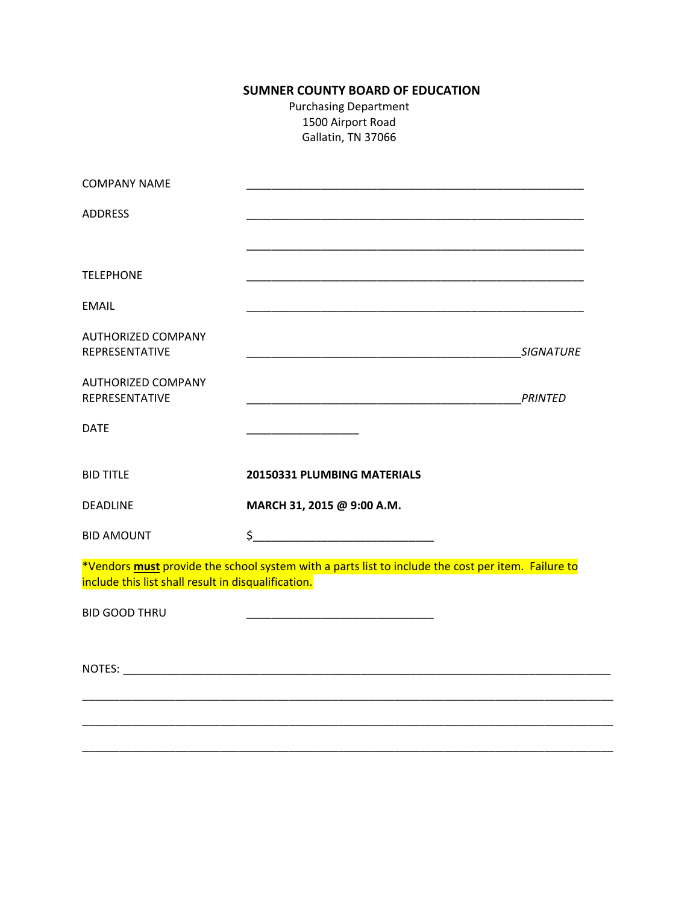**SUMNER COUNTY BOARD OF EDUCATION**

Purchasing Department
1500 Airport Road
Gallatin, TN 37066

COMPANY NAME _______________________________________________

ADDRESS _______________________________________________

_______________________________________________

TELEPHONE _______________________________________________

EMAIL _______________________________________________

AUTHORIZED COMPANY REPRESENTATIVE _______________________________________ *SIGNATURE*

AUTHORIZED COMPANY REPRESENTATIVE _______________________________________ *PRINTED*

DATE ________________

BID TITLE **20150331 PLUMBING MATERIALS**

DEADLINE **MARCH 31, 2015 @ 9:00 A.M.**

BID AMOUNT $__________________________

*Vendors **must** provide the school system with a parts list to include the cost per item. Failure to include this list shall result in disqualification.

BID GOOD THRU __________________________

NOTES: ______________________________________________________________________

_____________________________________________________________________________

_____________________________________________________________________________

_____________________________________________________________________________